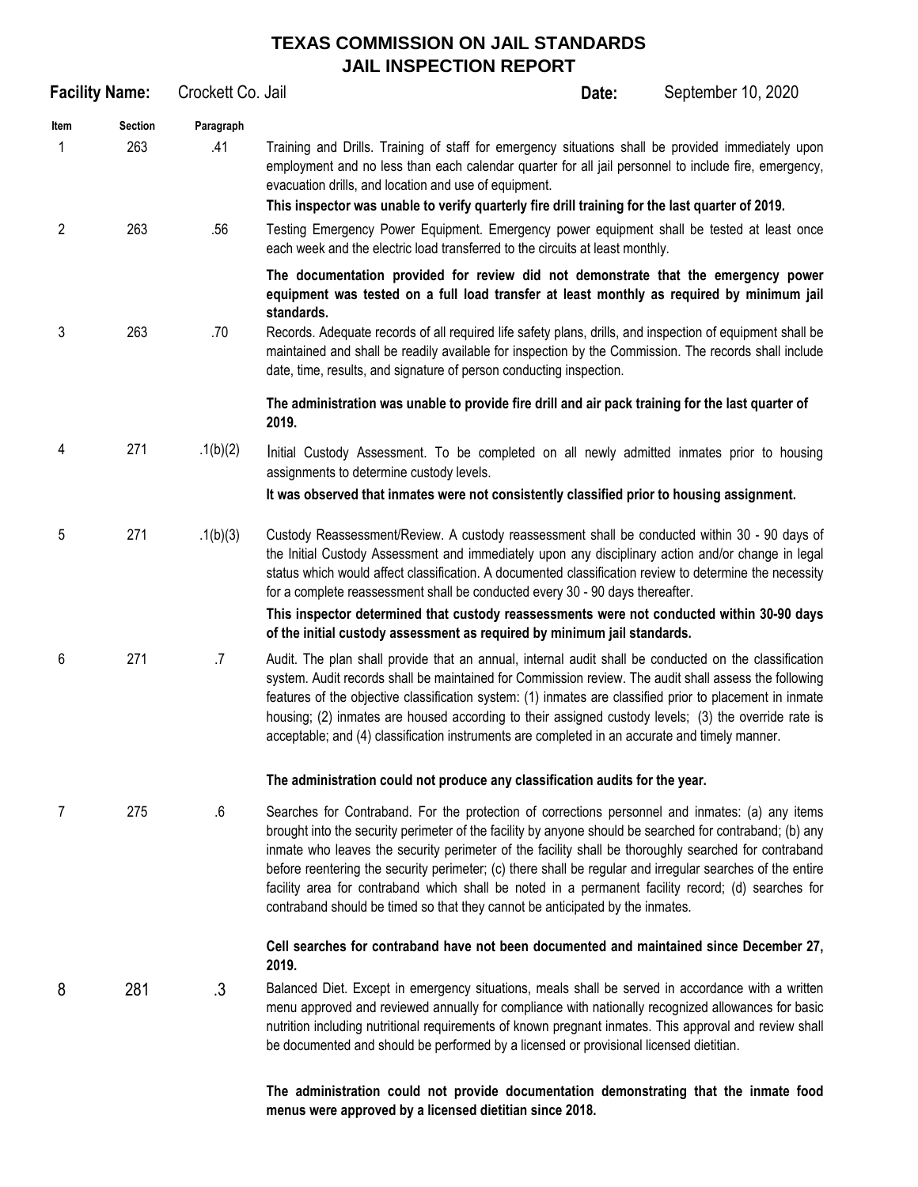# TEXAS COMMISSION ON JAIL STANDARDS
# JAIL INSPECTION REPORT

**Facility Name:** Crockett Co. Jail **Date:** September 10, 2020

| Item | Section | Paragraph | |
|---|---|---|---|
| 1 | 263 | .41 | Training and Drills. Training of staff for emergency situations shall be provided immediately upon employment and no less than each calendar quarter for all jail personnel to include fire, emergency, evacuation drills, and location and use of equipment.<br>**This inspector was unable to verify quarterly fire drill training for the last quarter of 2019.** |
| 2 | 263 | .56 | Testing Emergency Power Equipment. Emergency power equipment shall be tested at least once each week and the electric load transferred to the circuits at least monthly.<br>**The documentation provided for review did not demonstrate that the emergency power equipment was tested on a full load transfer at least monthly as required by minimum jail standards.** |
| 3 | 263 | .70 | Records. Adequate records of all required life safety plans, drills, and inspection of equipment shall be maintained and shall be readily available for inspection by the Commission. The records shall include date, time, results, and signature of person conducting inspection.<br>**The administration was unable to provide fire drill and air pack training for the last quarter of 2019.** |
| 4 | 271 | .1(b)(2) | Initial Custody Assessment. To be completed on all newly admitted inmates prior to housing assignments to determine custody levels.<br>**It was observed that inmates were not consistently classified prior to housing assignment.** |
| 5 | 271 | .1(b)(3) | Custody Reassessment/Review. A custody reassessment shall be conducted within 30 - 90 days of the Initial Custody Assessment and immediately upon any disciplinary action and/or change in legal status which would affect classification. A documented classification review to determine the necessity for a complete reassessment shall be conducted every 30 - 90 days thereafter.<br>**This inspector determined that custody reassessments were not conducted within 30-90 days of the initial custody assessment as required by minimum jail standards.** |
| 6 | 271 | .7 | Audit. The plan shall provide that an annual, internal audit shall be conducted on the classification system. Audit records shall be maintained for Commission review. The audit shall assess the following features of the objective classification system: (1) inmates are classified prior to placement in inmate housing; (2) inmates are housed according to their assigned custody levels; (3) the override rate is acceptable; and (4) classification instruments are completed in an accurate and timely manner.<br>**The administration could not produce any classification audits for the year.** |
| 7 | 275 | .6 | Searches for Contraband. For the protection of corrections personnel and inmates: (a) any items brought into the security perimeter of the facility by anyone should be searched for contraband; (b) any inmate who leaves the security perimeter of the facility shall be thoroughly searched for contraband before reentering the security perimeter; (c) there shall be regular and irregular searches of the entire facility area for contraband which shall be noted in a permanent facility record; (d) searches for contraband should be timed so that they cannot be anticipated by the inmates.<br>**Cell searches for contraband have not been documented and maintained since December 27, 2019.** |
| 8 | 281 | .3 | Balanced Diet. Except in emergency situations, meals shall be served in accordance with a written menu approved and reviewed annually for compliance with nationally recognized allowances for basic nutrition including nutritional requirements of known pregnant inmates. This approval and review shall be documented and should be performed by a licensed or provisional licensed dietitian.<br>**The administration could not provide documentation demonstrating that the inmate food menus were approved by a licensed dietitian since 2018.** |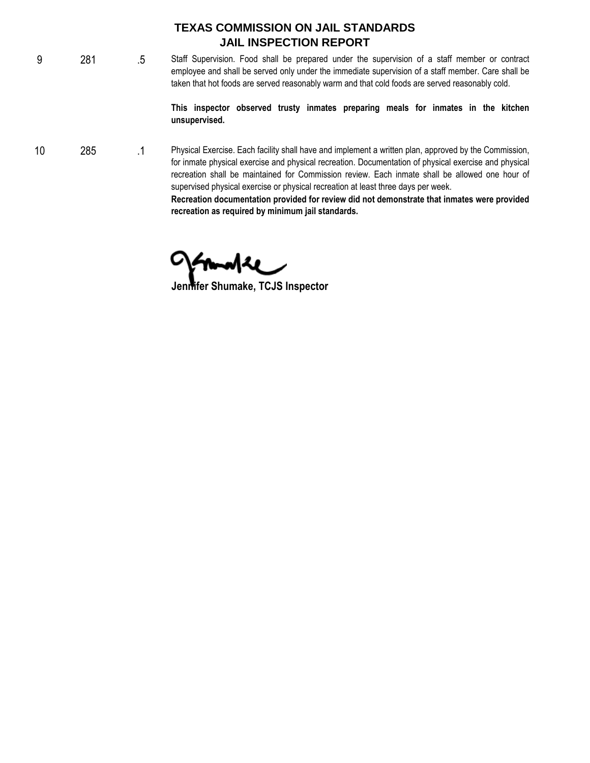# TEXAS COMMISSION ON JAIL STANDARDS
# JAIL INSPECTION REPORT

| | | | |
|---|---|---|---|
| 9 | 281 | .5 | Staff Supervision. Food shall be prepared under the supervision of a staff member or contract employee and shall be served only under the immediate supervision of a staff member. Care shall be taken that hot foods are served reasonably warm and that cold foods are served reasonably cold.<br><br>**This inspector observed trusty inmates preparing meals for inmates in the kitchen unsupervised.** |
| 10 | 285 | .1 | Physical Exercise. Each facility shall have and implement a written plan, approved by the Commission, for inmate physical exercise and physical recreation. Documentation of physical exercise and physical recreation shall be maintained for Commission review. Each inmate shall be allowed one hour of supervised physical exercise or physical recreation at least three days per week.<br>**Recreation documentation provided for review did not demonstrate that inmates were provided recreation as required by minimum jail standards.** |

**Jennifer Shumake, TCJS Inspector**